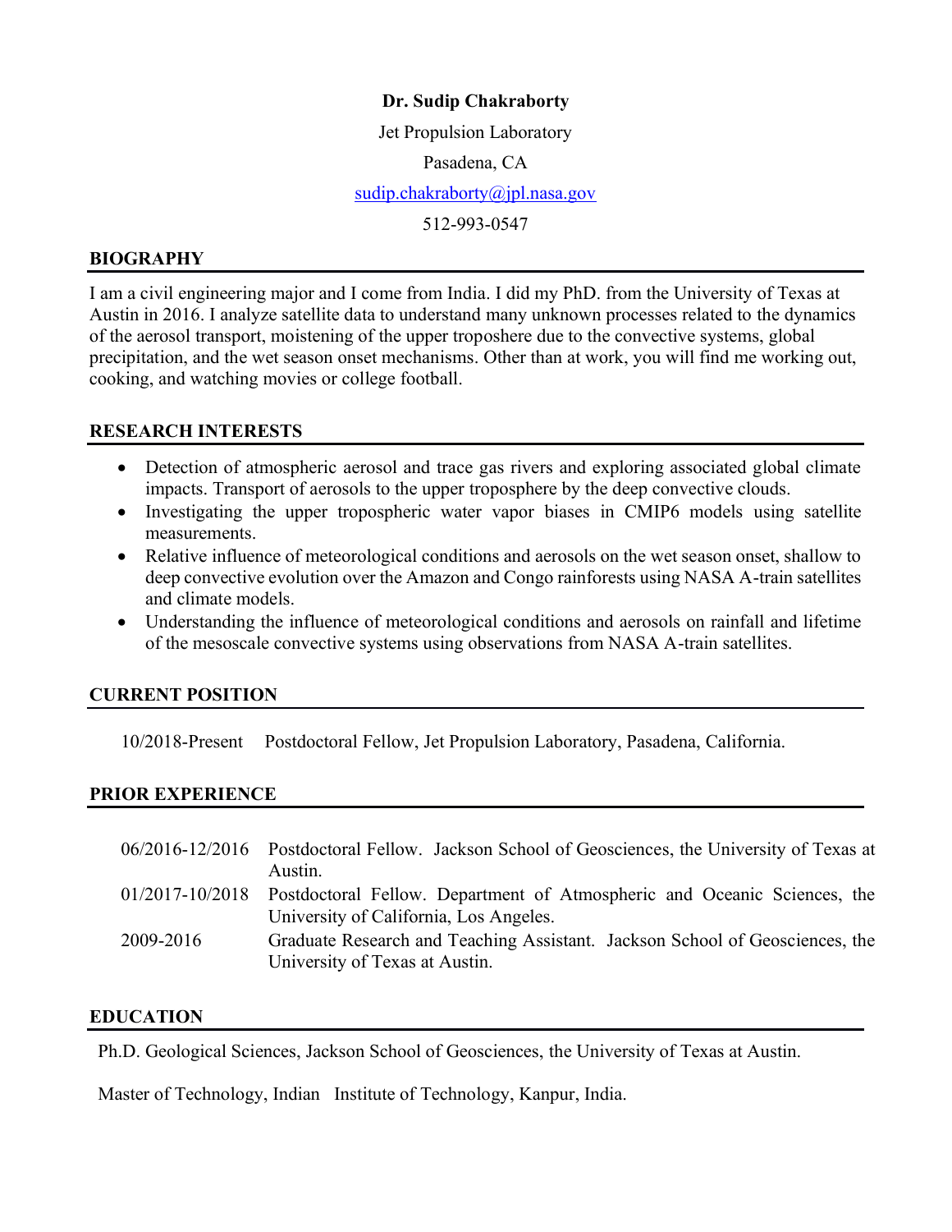**Dr. Sudip Chakraborty**

Jet Propulsion Laboratory

Pasadena, CA

sudip.chakraborty@jpl.nasa.gov

512-993-0547

## BIOGRAPHY

I am a civil engineering major and I come from India. I did my PhD. from the University of Texas at Austin in 2016. I analyze satellite data to understand many unknown processes related to the dynamics of the aerosol transport, moistening of the upper troposhere due to the convective systems, global precipitation, and the wet season onset mechanisms. Other than at work, you will find me working out, cooking, and watching movies or college football.

## RESEARCH INTERESTS

- Detection of atmospheric aerosol and trace gas rivers and exploring associated global climate impacts. Transport of aerosols to the upper troposphere by the deep convective clouds.
- Investigating the upper tropospheric water vapor biases in CMIP6 models using satellite measurements.
- Relative influence of meteorological conditions and aerosols on the wet season onset, shallow to deep convective evolution over the Amazon and Congo rainforests using NASA A-train satellites and climate models.
- Understanding the influence of meteorological conditions and aerosols on rainfall and lifetime of the mesoscale convective systems using observations from NASA A-train satellites.

## CURRENT POSITION

10/2018-Present Postdoctoral Fellow, Jet Propulsion Laboratory, Pasadena, California.

## PRIOR EXPERIENCE

| | |
|---|---|
| 06/2016-12/2016 | Postdoctoral Fellow. Jackson School of Geosciences, the University of Texas at Austin. |
| 01/2017-10/2018 | Postdoctoral Fellow. Department of Atmospheric and Oceanic Sciences, the University of California, Los Angeles. |
| 2009-2016 | Graduate Research and Teaching Assistant. Jackson School of Geosciences, the University of Texas at Austin. |

## EDUCATION

Ph.D. Geological Sciences, Jackson School of Geosciences, the University of Texas at Austin.

Master of Technology, Indian Institute of Technology, Kanpur, India.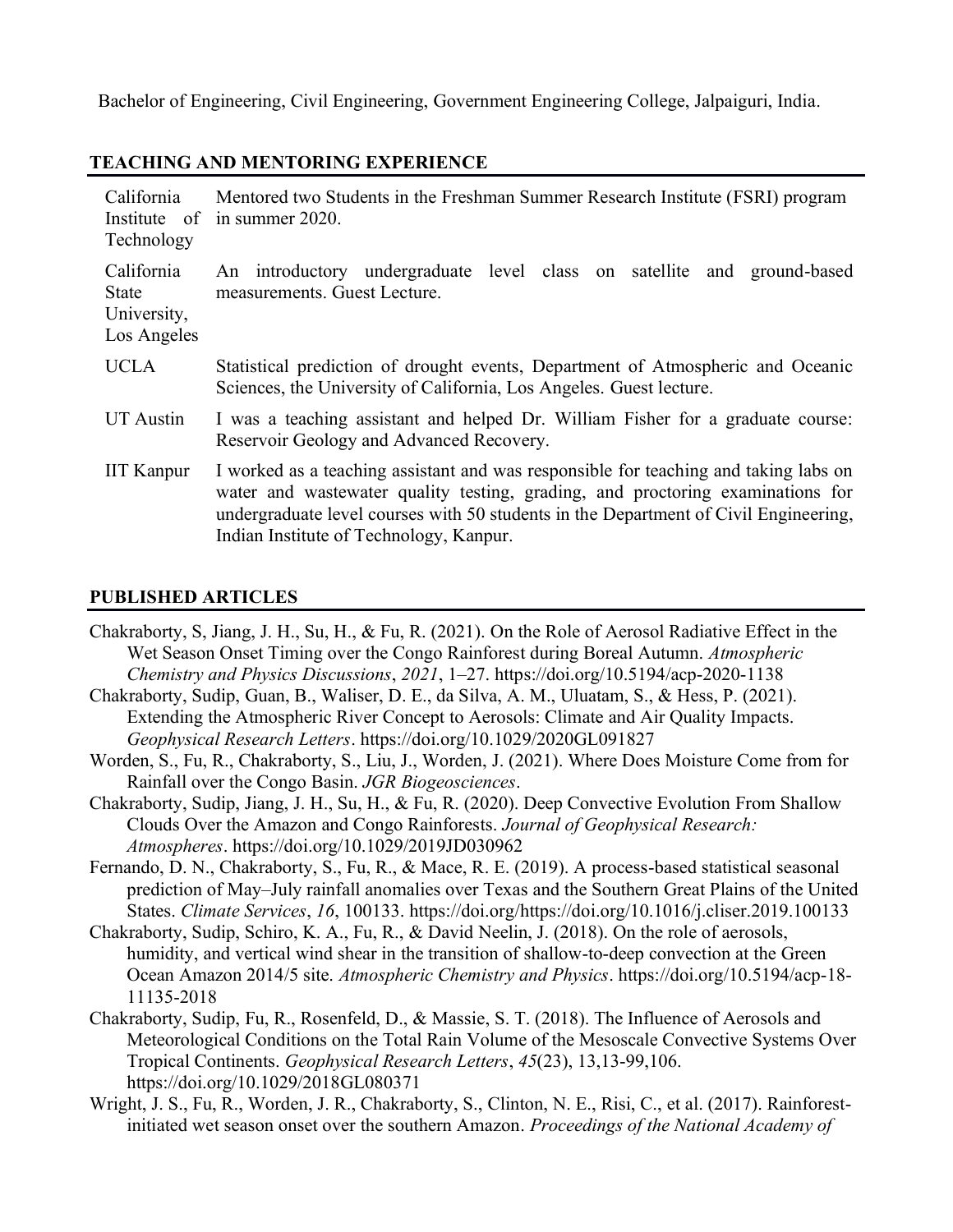Bachelor of Engineering, Civil Engineering, Government Engineering College, Jalpaiguri, India.

## TEACHING AND MENTORING EXPERIENCE

| | |
|---|---|
| California Institute of Technology | Mentored two Students in the Freshman Summer Research Institute (FSRI) program in summer 2020. |
| California State University, Los Angeles | An introductory undergraduate level class on satellite and ground-based measurements. Guest Lecture. |
| UCLA | Statistical prediction of drought events, Department of Atmospheric and Oceanic Sciences, the University of California, Los Angeles. Guest lecture. |
| UT Austin | I was a teaching assistant and helped Dr. William Fisher for a graduate course: Reservoir Geology and Advanced Recovery. |
| IIT Kanpur | I worked as a teaching assistant and was responsible for teaching and taking labs on water and wastewater quality testing, grading, and proctoring examinations for undergraduate level courses with 50 students in the Department of Civil Engineering, Indian Institute of Technology, Kanpur. |

## PUBLISHED ARTICLES

Chakraborty, S, Jiang, J. H., Su, H., & Fu, R. (2021). On the Role of Aerosol Radiative Effect in the Wet Season Onset Timing over the Congo Rainforest during Boreal Autumn. *Atmospheric Chemistry and Physics Discussions*, *2021*, 1–27. https://doi.org/10.5194/acp-2020-1138

Chakraborty, Sudip, Guan, B., Waliser, D. E., da Silva, A. M., Uluatam, S., & Hess, P. (2021). Extending the Atmospheric River Concept to Aerosols: Climate and Air Quality Impacts. *Geophysical Research Letters*. https://doi.org/10.1029/2020GL091827

Worden, S., Fu, R., Chakraborty, S., Liu, J., Worden, J. (2021). Where Does Moisture Come from for Rainfall over the Congo Basin. *JGR Biogeosciences*.

Chakraborty, Sudip, Jiang, J. H., Su, H., & Fu, R. (2020). Deep Convective Evolution From Shallow Clouds Over the Amazon and Congo Rainforests. *Journal of Geophysical Research: Atmospheres*. https://doi.org/10.1029/2019JD030962

Fernando, D. N., Chakraborty, S., Fu, R., & Mace, R. E. (2019). A process-based statistical seasonal prediction of May–July rainfall anomalies over Texas and the Southern Great Plains of the United States. *Climate Services*, *16*, 100133. https://doi.org/https://doi.org/10.1016/j.cliser.2019.100133

Chakraborty, Sudip, Schiro, K. A., Fu, R., & David Neelin, J. (2018). On the role of aerosols, humidity, and vertical wind shear in the transition of shallow-to-deep convection at the Green Ocean Amazon 2014/5 site. *Atmospheric Chemistry and Physics*. https://doi.org/10.5194/acp-18-11135-2018

Chakraborty, Sudip, Fu, R., Rosenfeld, D., & Massie, S. T. (2018). The Influence of Aerosols and Meteorological Conditions on the Total Rain Volume of the Mesoscale Convective Systems Over Tropical Continents. *Geophysical Research Letters*, *45*(23), 13,13-99,106. https://doi.org/10.1029/2018GL080371

Wright, J. S., Fu, R., Worden, J. R., Chakraborty, S., Clinton, N. E., Risi, C., et al. (2017). Rainforest-initiated wet season onset over the southern Amazon. *Proceedings of the National Academy of*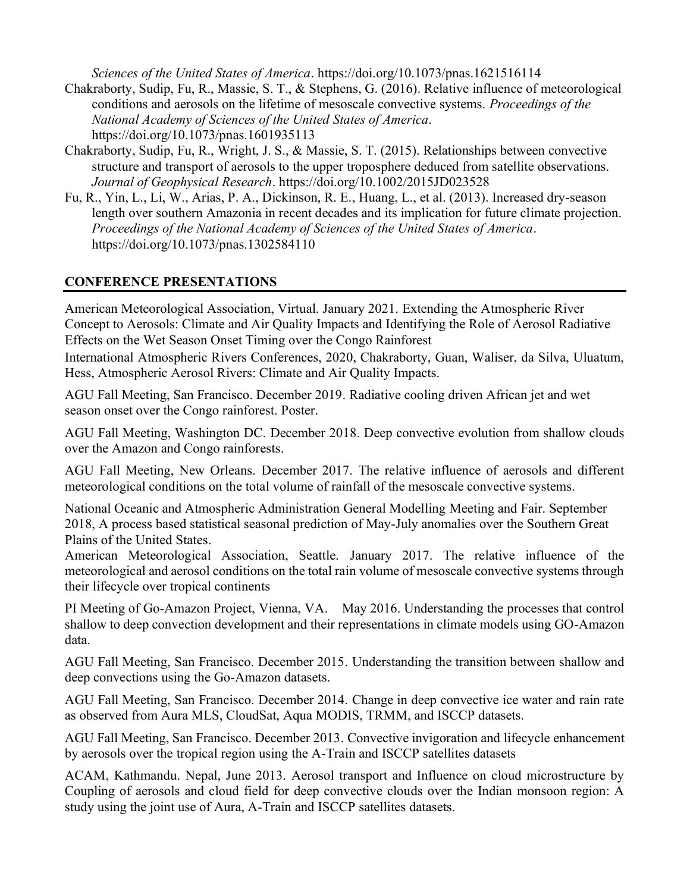*Sciences of the United States of America*. https://doi.org/10.1073/pnas.1621516114

Chakraborty, Sudip, Fu, R., Massie, S. T., & Stephens, G. (2016). Relative influence of meteorological conditions and aerosols on the lifetime of mesoscale convective systems. *Proceedings of the National Academy of Sciences of the United States of America*. https://doi.org/10.1073/pnas.1601935113

Chakraborty, Sudip, Fu, R., Wright, J. S., & Massie, S. T. (2015). Relationships between convective structure and transport of aerosols to the upper troposphere deduced from satellite observations. *Journal of Geophysical Research*. https://doi.org/10.1002/2015JD023528

Fu, R., Yin, L., Li, W., Arias, P. A., Dickinson, R. E., Huang, L., et al. (2013). Increased dry-season length over southern Amazonia in recent decades and its implication for future climate projection. *Proceedings of the National Academy of Sciences of the United States of America*. https://doi.org/10.1073/pnas.1302584110

## CONFERENCE PRESENTATIONS

American Meteorological Association, Virtual. January 2021. Extending the Atmospheric River Concept to Aerosols: Climate and Air Quality Impacts and Identifying the Role of Aerosol Radiative Effects on the Wet Season Onset Timing over the Congo Rainforest

International Atmospheric Rivers Conferences, 2020, Chakraborty, Guan, Waliser, da Silva, Uluatum, Hess, Atmospheric Aerosol Rivers: Climate and Air Quality Impacts.

AGU Fall Meeting, San Francisco. December 2019. Radiative cooling driven African jet and wet season onset over the Congo rainforest. Poster.

AGU Fall Meeting, Washington DC. December 2018. Deep convective evolution from shallow clouds over the Amazon and Congo rainforests.

AGU Fall Meeting, New Orleans. December 2017. The relative influence of aerosols and different meteorological conditions on the total volume of rainfall of the mesoscale convective systems.

National Oceanic and Atmospheric Administration General Modelling Meeting and Fair. September 2018, A process based statistical seasonal prediction of May-July anomalies over the Southern Great Plains of the United States.

American Meteorological Association, Seattle. January 2017. The relative influence of the meteorological and aerosol conditions on the total rain volume of mesoscale convective systems through their lifecycle over tropical continents

PI Meeting of Go-Amazon Project, Vienna, VA. May 2016. Understanding the processes that control shallow to deep convection development and their representations in climate models using GO-Amazon data.

AGU Fall Meeting, San Francisco. December 2015. Understanding the transition between shallow and deep convections using the Go-Amazon datasets.

AGU Fall Meeting, San Francisco. December 2014. Change in deep convective ice water and rain rate as observed from Aura MLS, CloudSat, Aqua MODIS, TRMM, and ISCCP datasets.

AGU Fall Meeting, San Francisco. December 2013. Convective invigoration and lifecycle enhancement by aerosols over the tropical region using the A-Train and ISCCP satellites datasets

ACAM, Kathmandu. Nepal, June 2013. Aerosol transport and Influence on cloud microstructure by Coupling of aerosols and cloud field for deep convective clouds over the Indian monsoon region: A study using the joint use of Aura, A-Train and ISCCP satellites datasets.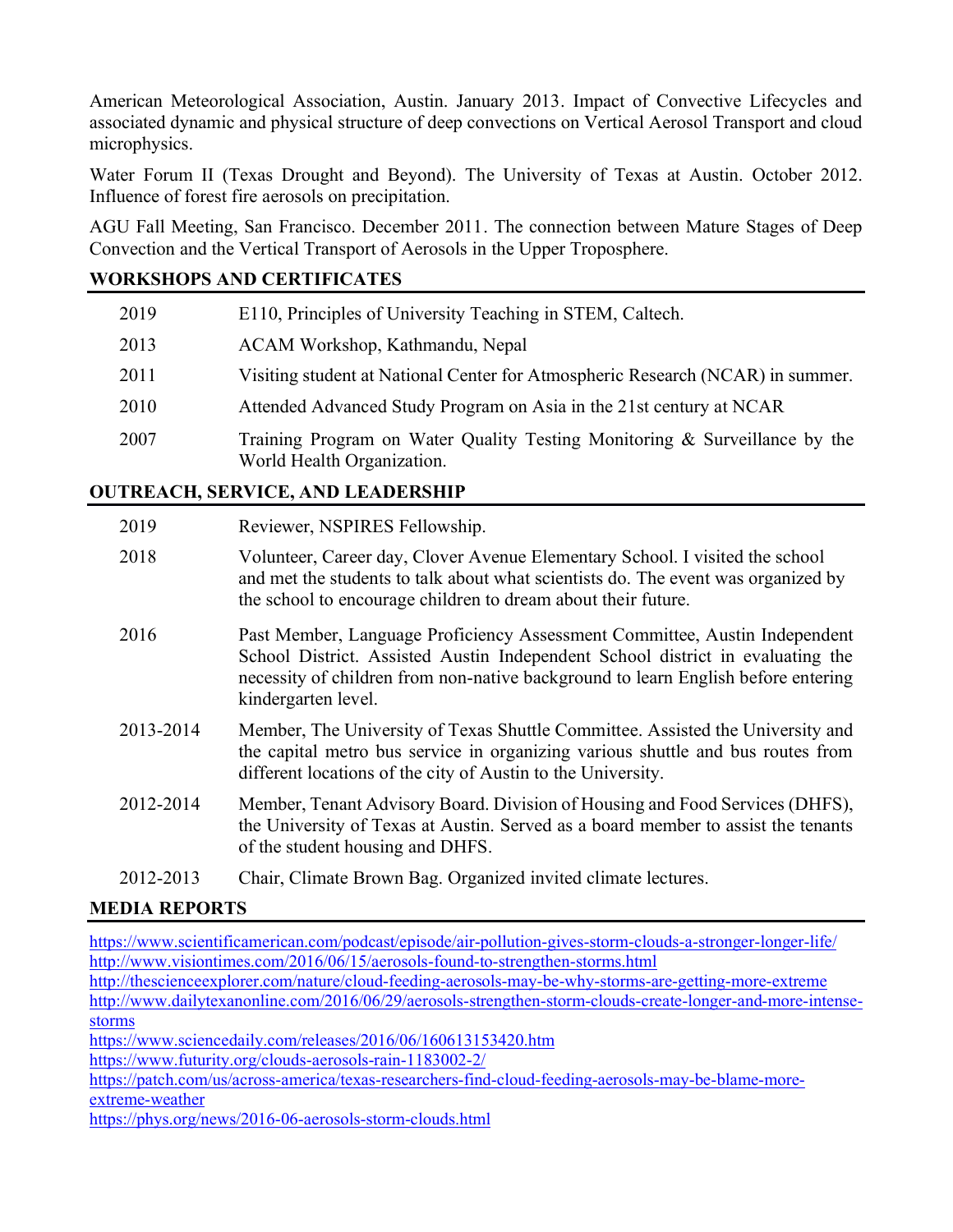American Meteorological Association, Austin. January 2013. Impact of Convective Lifecycles and associated dynamic and physical structure of deep convections on Vertical Aerosol Transport and cloud microphysics.

Water Forum II (Texas Drought and Beyond). The University of Texas at Austin. October 2012. Influence of forest fire aerosols on precipitation.

AGU Fall Meeting, San Francisco. December 2011. The connection between Mature Stages of Deep Convection and the Vertical Transport of Aerosols in the Upper Troposphere.

## WORKSHOPS AND CERTIFICATES

| | |
|---|---|
| 2019 | E110, Principles of University Teaching in STEM, Caltech. |
| 2013 | ACAM Workshop, Kathmandu, Nepal |
| 2011 | Visiting student at National Center for Atmospheric Research (NCAR) in summer. |
| 2010 | Attended Advanced Study Program on Asia in the 21st century at NCAR |
| 2007 | Training Program on Water Quality Testing Monitoring & Surveillance by the World Health Organization. |

## OUTREACH, SERVICE, AND LEADERSHIP

| | |
|---|---|
| 2019 | Reviewer, NSPIRES Fellowship. |
| 2018 | Volunteer, Career day, Clover Avenue Elementary School. I visited the school and met the students to talk about what scientists do. The event was organized by the school to encourage children to dream about their future. |
| 2016 | Past Member, Language Proficiency Assessment Committee, Austin Independent School District. Assisted Austin Independent School district in evaluating the necessity of children from non-native background to learn English before entering kindergarten level. |
| 2013-2014 | Member, The University of Texas Shuttle Committee. Assisted the University and the capital metro bus service in organizing various shuttle and bus routes from different locations of the city of Austin to the University. |
| 2012-2014 | Member, Tenant Advisory Board. Division of Housing and Food Services (DHFS), the University of Texas at Austin. Served as a board member to assist the tenants of the student housing and DHFS. |
| 2012-2013 | Chair, Climate Brown Bag. Organized invited climate lectures. |

## MEDIA REPORTS

https://www.scientificamerican.com/podcast/episode/air-pollution-gives-storm-clouds-a-stronger-longer-life/
http://www.visiontimes.com/2016/06/15/aerosols-found-to-strengthen-storms.html
http://thescienceexplorer.com/nature/cloud-feeding-aerosols-may-be-why-storms-are-getting-more-extreme
http://www.dailytexanonline.com/2016/06/29/aerosols-strengthen-storm-clouds-create-longer-and-more-intense-storms
https://www.sciencedaily.com/releases/2016/06/160613153420.htm
https://www.futurity.org/clouds-aerosols-rain-1183002-2/
https://patch.com/us/across-america/texas-researchers-find-cloud-feeding-aerosols-may-be-blame-more-extreme-weather
https://phys.org/news/2016-06-aerosols-storm-clouds.html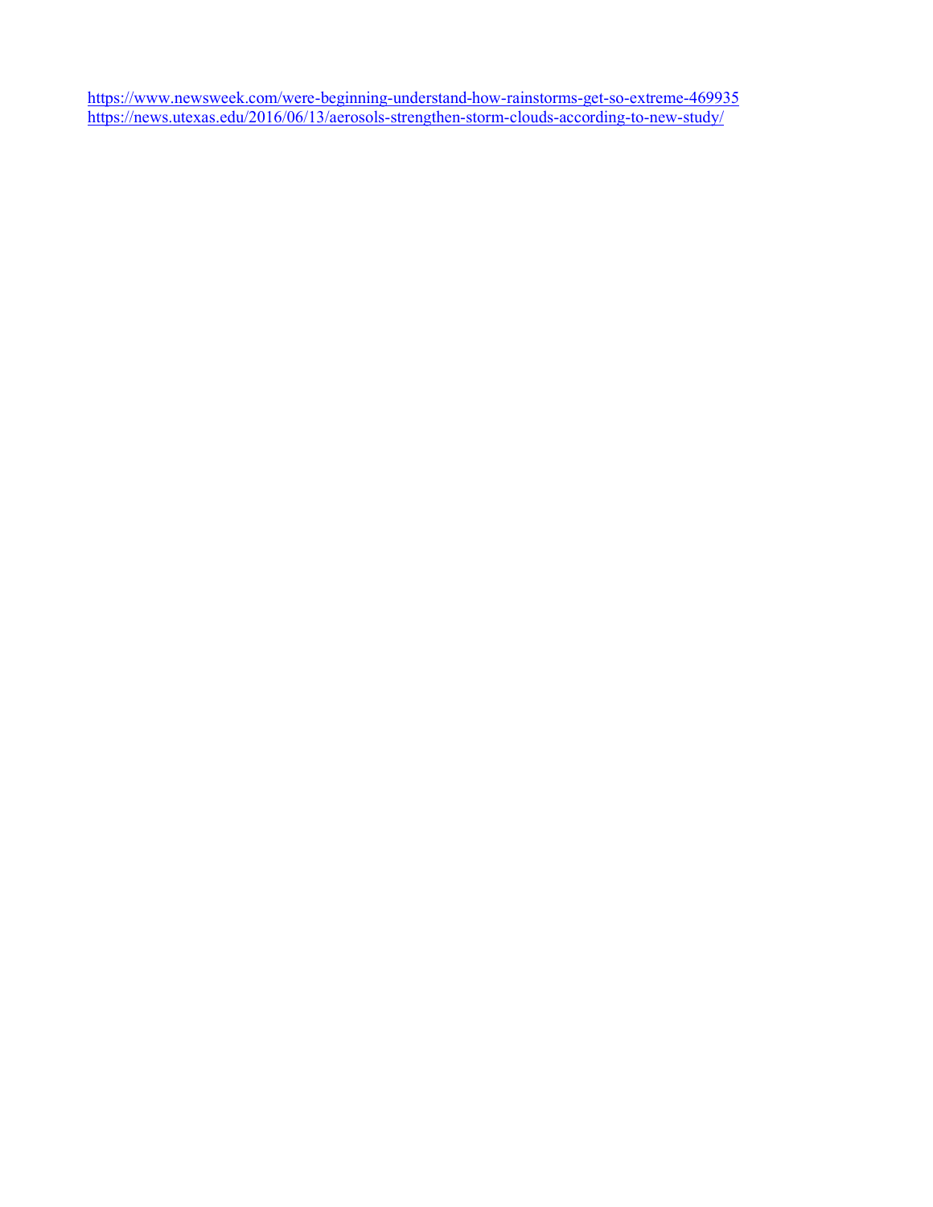https://www.newsweek.com/were-beginning-understand-how-rainstorms-get-so-extreme-469935
https://news.utexas.edu/2016/06/13/aerosols-strengthen-storm-clouds-according-to-new-study/